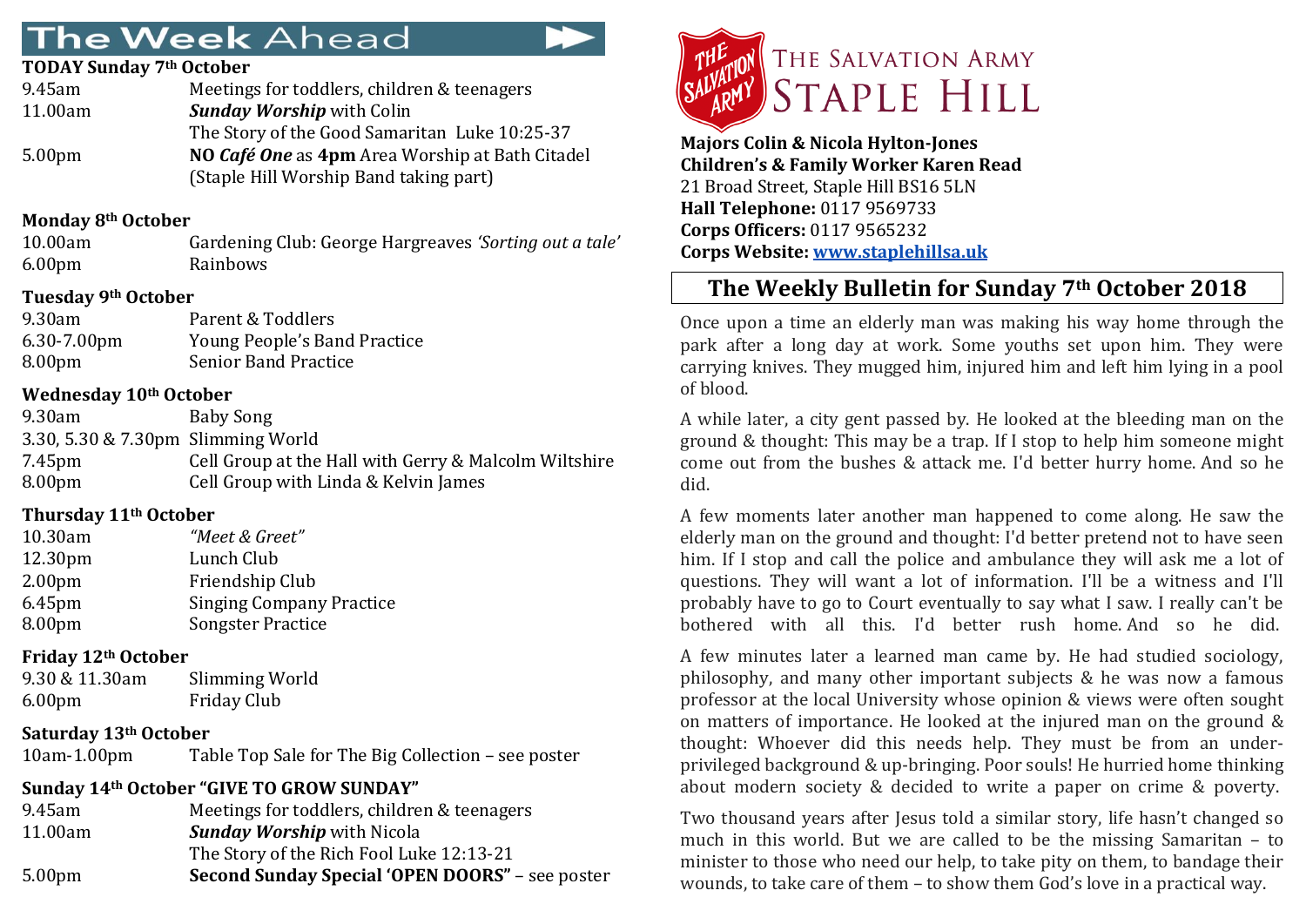# The Week Ahead

**TODAY Sunday 7th October**

| | |
|---|---|
| 9.45am | Meetings for toddlers, children & teenagers |
| 11.00am | ***Sunday Worship*** with Colin |
| | The Story of the Good Samaritan Luke 10:25-37 |
| 5.00pm | **NO *Café One*** as **4pm** Area Worship at Bath Citadel |
| | (Staple Hill Worship Band taking part) |

**Monday 8th October**

| | |
|---|---|
| 10.00am | Gardening Club: George Hargreaves *'Sorting out a tale'* |
| 6.00pm | Rainbows |

**Tuesday 9th October**

| | |
|---|---|
| 9.30am | Parent & Toddlers |
| 6.30-7.00pm | Young People's Band Practice |
| 8.00pm | Senior Band Practice |

**Wednesday 10th October**

| | |
|---|---|
| 9.30am | Baby Song |
| 3.30, 5.30 & 7.30pm | Slimming World |
| 7.45pm | Cell Group at the Hall with Gerry & Malcolm Wiltshire |
| 8.00pm | Cell Group with Linda & Kelvin James |

**Thursday 11th October**

| | |
|---|---|
| 10.30am | *"Meet & Greet"* |
| 12.30pm | Lunch Club |
| 2.00pm | Friendship Club |
| 6.45pm | Singing Company Practice |
| 8.00pm | Songster Practice |

**Friday 12th October**

| | |
|---|---|
| 9.30 & 11.30am | Slimming World |
| 6.00pm | Friday Club |

**Saturday 13th October**

| | |
|---|---|
| 10am-1.00pm | Table Top Sale for The Big Collection – see poster |

**Sunday 14th October "GIVE TO GROW SUNDAY"**

| | |
|---|---|
| 9.45am | Meetings for toddlers, children & teenagers |
| 11.00am | ***Sunday Worship*** with Nicola |
| | The Story of the Rich Fool Luke 12:13-21 |
| 5.00pm | **Second Sunday Special 'OPEN DOORS"** – see poster |

# The Salvation Army Staple Hill

**Majors Colin & Nicola Hylton-Jones**
**Children's & Family Worker Karen Read**
21 Broad Street, Staple Hill BS16 5LN
**Hall Telephone:** 0117 9569733
**Corps Officers:** 0117 9565232
**Corps Website:** www.staplehillsa.uk

## The Weekly Bulletin for Sunday 7th October 2018

Once upon a time an elderly man was making his way home through the park after a long day at work. Some youths set upon him. They were carrying knives. They mugged him, injured him and left him lying in a pool of blood.

A while later, a city gent passed by. He looked at the bleeding man on the ground & thought: This may be a trap. If I stop to help him someone might come out from the bushes & attack me. I'd better hurry home. And so he did.

A few moments later another man happened to come along. He saw the elderly man on the ground and thought: I'd better pretend not to have seen him. If I stop and call the police and ambulance they will ask me a lot of questions. They will want a lot of information. I'll be a witness and I'll probably have to go to Court eventually to say what I saw. I really can't be bothered with all this. I'd better rush home. And so he did.

A few minutes later a learned man came by. He had studied sociology, philosophy, and many other important subjects & he was now a famous professor at the local University whose opinion & views were often sought on matters of importance. He looked at the injured man on the ground & thought: Whoever did this needs help. They must be from an under-privileged background & up-bringing. Poor souls! He hurried home thinking about modern society & decided to write a paper on crime & poverty.

Two thousand years after Jesus told a similar story, life hasn't changed so much in this world. But we are called to be the missing Samaritan – to minister to those who need our help, to take pity on them, to bandage their wounds, to take care of them – to show them God's love in a practical way.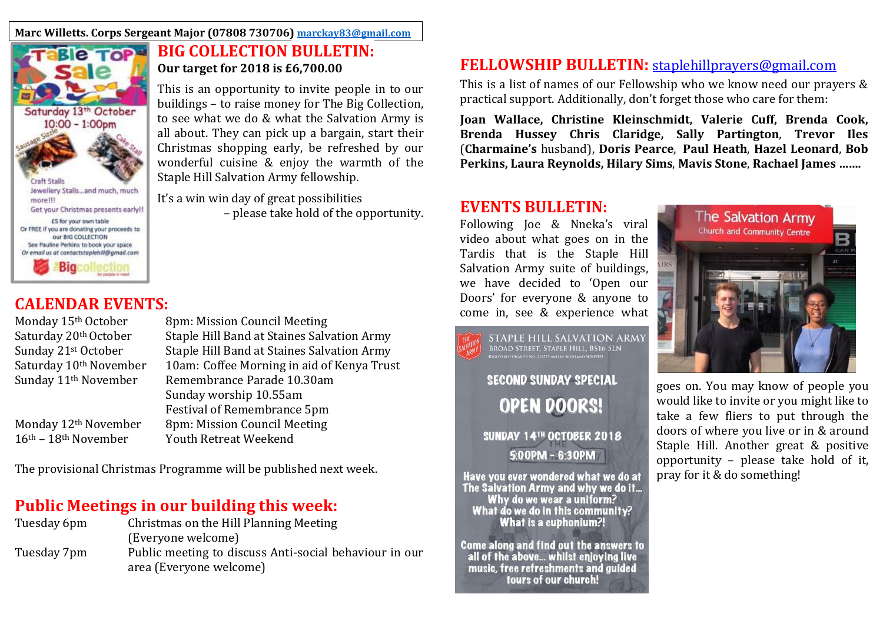**Marc Willetts. Corps Sergeant Major (07808 730706) marckay83@gmail.com**

## BIG COLLECTION BULLETIN:

**Our target for 2018 is £6,700.00**

This is an opportunity to invite people in to our buildings – to raise money for The Big Collection, to see what we do & what the Salvation Army is all about. They can pick up a bargain, start their Christmas shopping early, be refreshed by our wonderful cuisine & enjoy the warmth of the Staple Hill Salvation Army fellowship.

It's a win win day of great possibilities – please take hold of the opportunity.

## CALENDAR EVENTS:

| | |
|---|---|
| Monday 15th October | 8pm: Mission Council Meeting |
| Saturday 20th October | Staple Hill Band at Staines Salvation Army |
| Sunday 21st October | Staple Hill Band at Staines Salvation Army |
| Saturday 10th November | 10am: Coffee Morning in aid of Kenya Trust |
| Sunday 11th November | Remembrance Parade 10.30am |
| | Sunday worship 10.55am |
| | Festival of Remembrance 5pm |
| Monday 12th November | 8pm: Mission Council Meeting |
| 16th – 18th November | Youth Retreat Weekend |

The provisional Christmas Programme will be published next week.

## Public Meetings in our building this week:

| | |
|---|---|
| Tuesday 6pm | Christmas on the Hill Planning Meeting (Everyone welcome) |
| Tuesday 7pm | Public meeting to discuss Anti-social behaviour in our area (Everyone welcome) |

## FELLOWSHIP BULLETIN: staplehillprayers@gmail.com

This is a list of names of our Fellowship who we know need our prayers & practical support. Additionally, don't forget those who care for them:

**Joan Wallace, Christine Kleinschmidt, Valerie Cuff, Brenda Cook, Brenda Hussey Chris Claridge, Sally Partington, Trevor Iles** (**Charmaine's** husband), **Doris Pearce**, **Paul Heath**, **Hazel Leonard**, **Bob Perkins, Laura Reynolds, Hilary Sims**, **Mavis Stone**, **Rachael James .......**

## EVENTS BULLETIN:

Following Joe & Nneka's viral video about what goes on in the Tardis that is the Staple Hill Salvation Army suite of buildings, we have decided to 'Open our Doors' for everyone & anyone to come in, see & experience what goes on. You may know of people you would like to invite or you might like to take a few fliers to put through the doors of where you live or in & around Staple Hill. Another great & positive opportunity – please take hold of it, pray for it & do something!